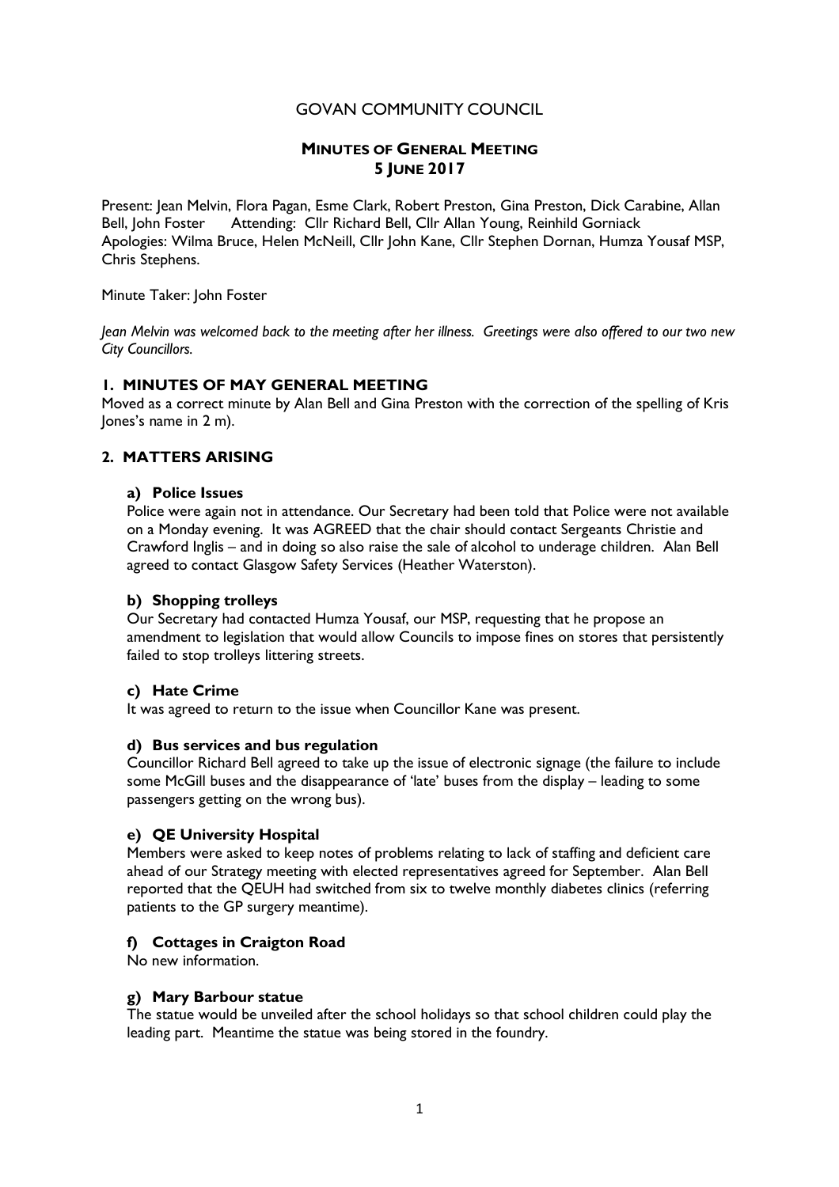# GOVAN COMMUNITY COUNCIL

## MINUTES OF GENERAL MEETING 5 JUNE 2017

Present: Jean Melvin, Flora Pagan, Esme Clark, Robert Preston, Gina Preston, Dick Carabine, Allan Bell, John Foster    Attending: Cllr Richard Bell, Cllr Allan Young, Reinhild Gorniack
Apologies: Wilma Bruce, Helen McNeill, Cllr John Kane, Cllr Stephen Dornan, Humza Yousaf MSP, Chris Stephens.

Minute Taker: John Foster

*Jean Melvin was welcomed back to the meeting after her illness. Greetings were also offered to our two new City Councillors.*

### 1. MINUTES OF MAY GENERAL MEETING

Moved as a correct minute by Alan Bell and Gina Preston with the correction of the spelling of Kris Jones's name in 2 m).

### 2. MATTERS ARISING

#### a) Police Issues

Police were again not in attendance. Our Secretary had been told that Police were not available on a Monday evening. It was AGREED that the chair should contact Sergeants Christie and Crawford Inglis – and in doing so also raise the sale of alcohol to underage children. Alan Bell agreed to contact Glasgow Safety Services (Heather Waterston).

#### b) Shopping trolleys

Our Secretary had contacted Humza Yousaf, our MSP, requesting that he propose an amendment to legislation that would allow Councils to impose fines on stores that persistently failed to stop trolleys littering streets.

#### c) Hate Crime

It was agreed to return to the issue when Councillor Kane was present.

#### d) Bus services and bus regulation

Councillor Richard Bell agreed to take up the issue of electronic signage (the failure to include some McGill buses and the disappearance of 'late' buses from the display – leading to some passengers getting on the wrong bus).

#### e) QE University Hospital

Members were asked to keep notes of problems relating to lack of staffing and deficient care ahead of our Strategy meeting with elected representatives agreed for September. Alan Bell reported that the QEUH had switched from six to twelve monthly diabetes clinics (referring patients to the GP surgery meantime).

#### f) Cottages in Craigton Road

No new information.

#### g) Mary Barbour statue

The statue would be unveiled after the school holidays so that school children could play the leading part. Meantime the statue was being stored in the foundry.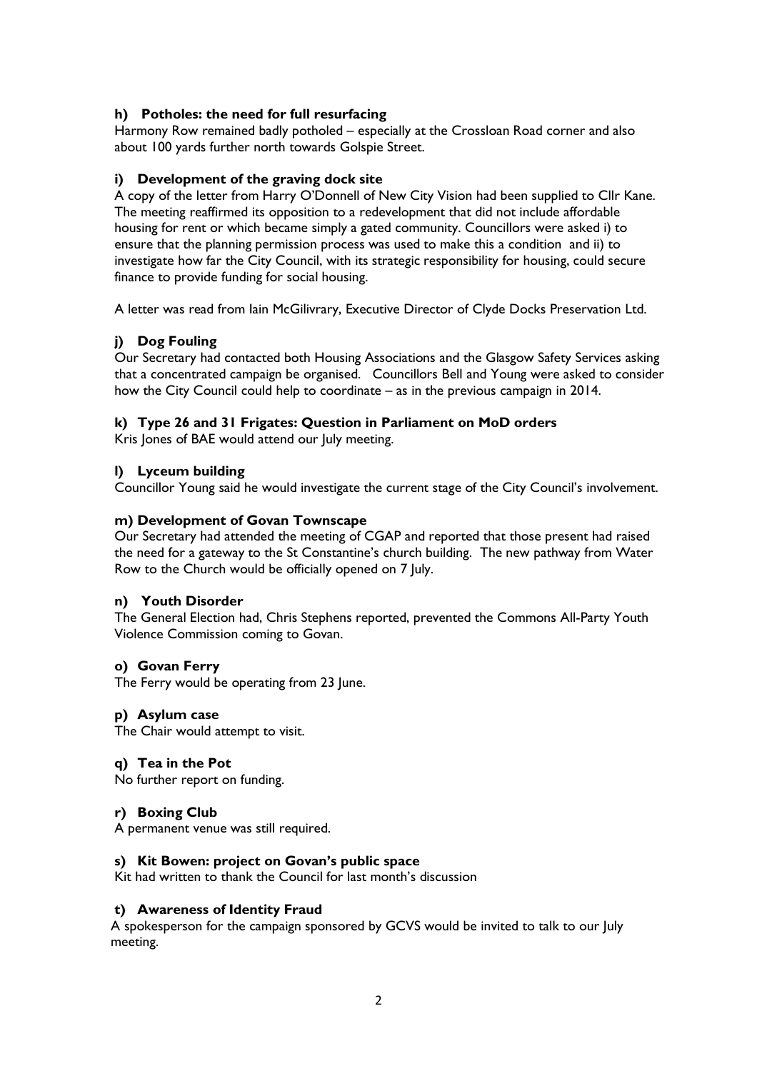#### h) Potholes: the need for full resurfacing

Harmony Row remained badly potholed – especially at the Crossloan Road corner and also about 100 yards further north towards Golspie Street.

#### i) Development of the graving dock site

A copy of the letter from Harry O'Donnell of New City Vision had been supplied to Cllr Kane. The meeting reaffirmed its opposition to a redevelopment that did not include affordable housing for rent or which became simply a gated community. Councillors were asked i) to ensure that the planning permission process was used to make this a condition and ii) to investigate how far the City Council, with its strategic responsibility for housing, could secure finance to provide funding for social housing.

A letter was read from Iain McGilivrary, Executive Director of Clyde Docks Preservation Ltd.

#### j) Dog Fouling

Our Secretary had contacted both Housing Associations and the Glasgow Safety Services asking that a concentrated campaign be organised. Councillors Bell and Young were asked to consider how the City Council could help to coordinate – as in the previous campaign in 2014.

#### k) Type 26 and 31 Frigates: Question in Parliament on MoD orders

Kris Jones of BAE would attend our July meeting.

#### l) Lyceum building

Councillor Young said he would investigate the current stage of the City Council's involvement.

#### m) Development of Govan Townscape

Our Secretary had attended the meeting of CGAP and reported that those present had raised the need for a gateway to the St Constantine's church building. The new pathway from Water Row to the Church would be officially opened on 7 July.

#### n) Youth Disorder

The General Election had, Chris Stephens reported, prevented the Commons All-Party Youth Violence Commission coming to Govan.

#### o) Govan Ferry

The Ferry would be operating from 23 June.

#### p) Asylum case

The Chair would attempt to visit.

#### q) Tea in the Pot

No further report on funding.

#### r) Boxing Club

A permanent venue was still required.

#### s) Kit Bowen: project on Govan's public space

Kit had written to thank the Council for last month's discussion

#### t) Awareness of Identity Fraud

A spokesperson for the campaign sponsored by GCVS would be invited to talk to our July meeting.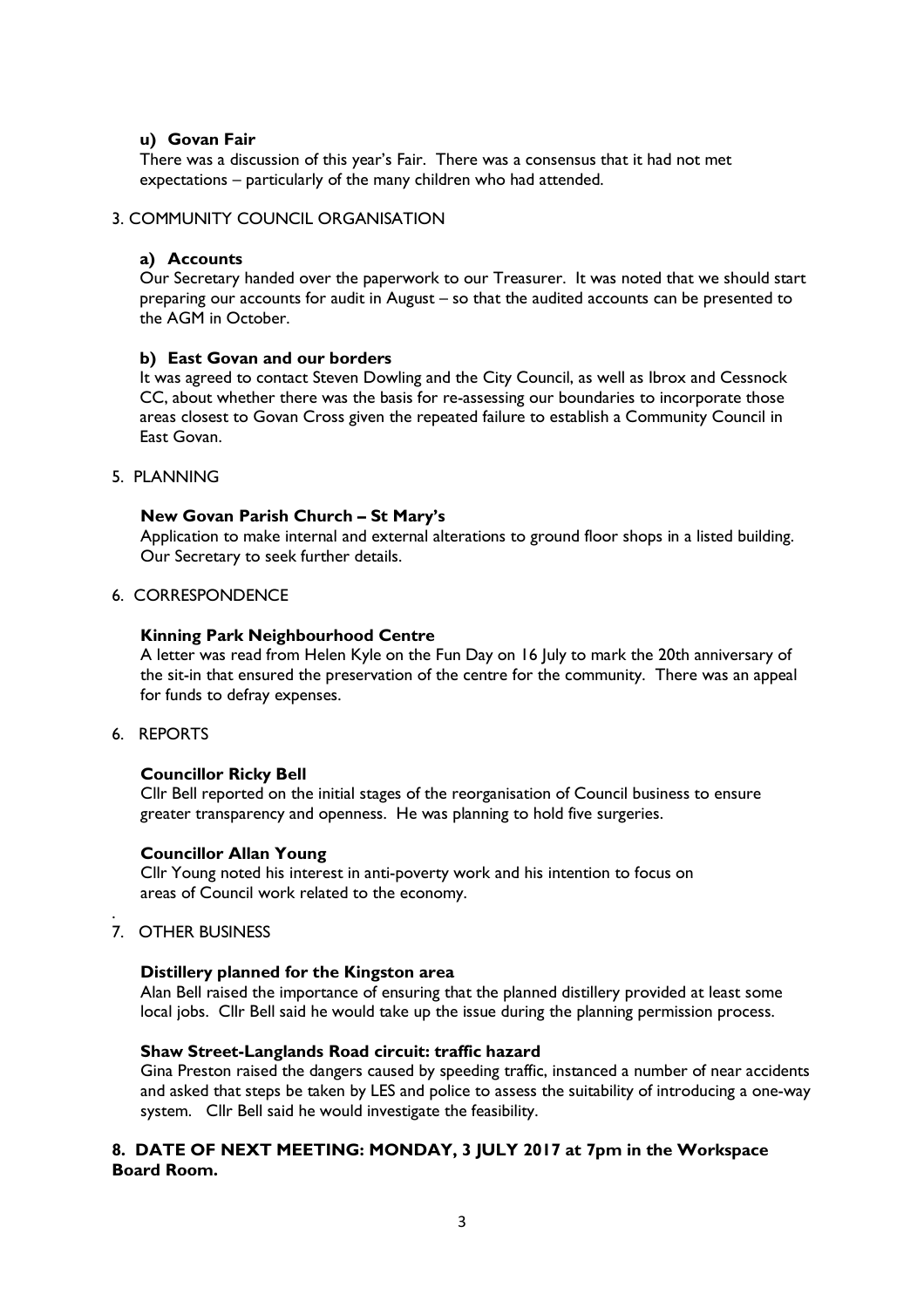**u) Govan Fair**

There was a discussion of this year's Fair. There was a consensus that it had not met expectations – particularly of the many children who had attended.

3. COMMUNITY COUNCIL ORGANISATION

**a) Accounts**

Our Secretary handed over the paperwork to our Treasurer. It was noted that we should start preparing our accounts for audit in August – so that the audited accounts can be presented to the AGM in October.

**b) East Govan and our borders**

It was agreed to contact Steven Dowling and the City Council, as well as Ibrox and Cessnock CC, about whether there was the basis for re-assessing our boundaries to incorporate those areas closest to Govan Cross given the repeated failure to establish a Community Council in East Govan.

5. PLANNING

**New Govan Parish Church – St Mary's**

Application to make internal and external alterations to ground floor shops in a listed building. Our Secretary to seek further details.

6. CORRESPONDENCE

**Kinning Park Neighbourhood Centre**

A letter was read from Helen Kyle on the Fun Day on 16 July to mark the 20th anniversary of the sit-in that ensured the preservation of the centre for the community. There was an appeal for funds to defray expenses.

6. REPORTS

**Councillor Ricky Bell**

Cllr Bell reported on the initial stages of the reorganisation of Council business to ensure greater transparency and openness. He was planning to hold five surgeries.

**Councillor Allan Young**

Cllr Young noted his interest in anti-poverty work and his intention to focus on areas of Council work related to the economy.

7. OTHER BUSINESS

**Distillery planned for the Kingston area**

Alan Bell raised the importance of ensuring that the planned distillery provided at least some local jobs. Cllr Bell said he would take up the issue during the planning permission process.

**Shaw Street-Langlands Road circuit: traffic hazard**

Gina Preston raised the dangers caused by speeding traffic, instanced a number of near accidents and asked that steps be taken by LES and police to assess the suitability of introducing a one-way system. Cllr Bell said he would investigate the feasibility.

**8. DATE OF NEXT MEETING: MONDAY, 3 JULY 2017 at 7pm in the Workspace Board Room.**